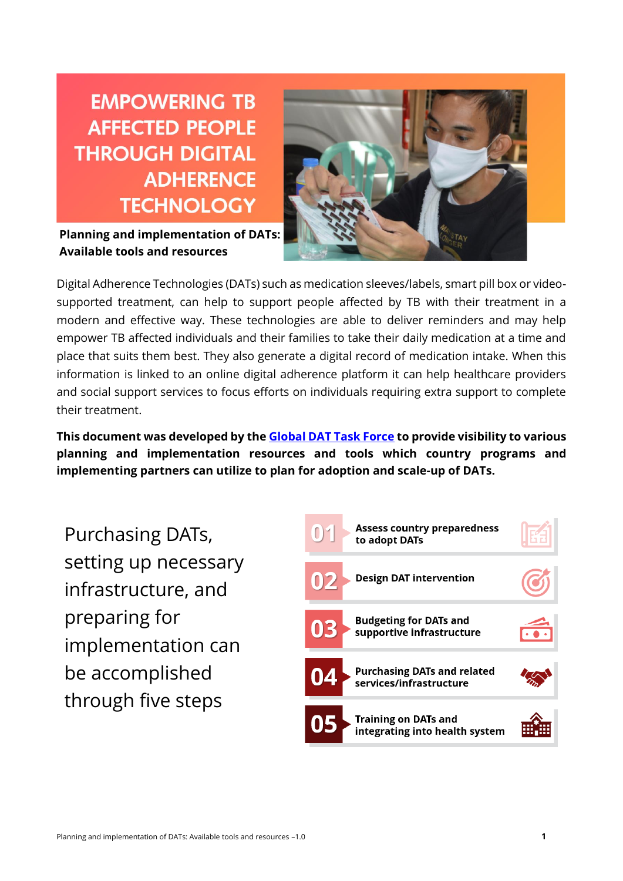# EMPOWERING TB AFFECTED PEOPLE THROUGH DIGITAL ADHERENCE TECHNOLOGY

**Planning and implementation of DATs: Available tools and resources**

Digital Adherence Technologies (DATs) such as medication sleeves/labels, smart pill box or video-supported treatment, can help to support people affected by TB with their treatment in a modern and effective way. These technologies are able to deliver reminders and may help empower TB affected individuals and their families to take their daily medication at a time and place that suits them best. They also generate a digital record of medication intake. When this information is linked to an online digital adherence platform it can help healthcare providers and social support services to focus efforts on individuals requiring extra support to complete their treatment.

**This document was developed by the Global DAT Task Force to provide visibility to various planning and implementation resources and tools which country programs and implementing partners can utilize to plan for adoption and scale-up of DATs.**

Purchasing DATs, setting up necessary infrastructure, and preparing for implementation can be accomplished through five steps

- **01** Assess country preparedness to adopt DATs
- **02** Design DAT intervention
- **03** Budgeting for DATs and supportive infrastructure
- **04** Purchasing DATs and related services/infrastructure
- **05** Training on DATs and integrating into health system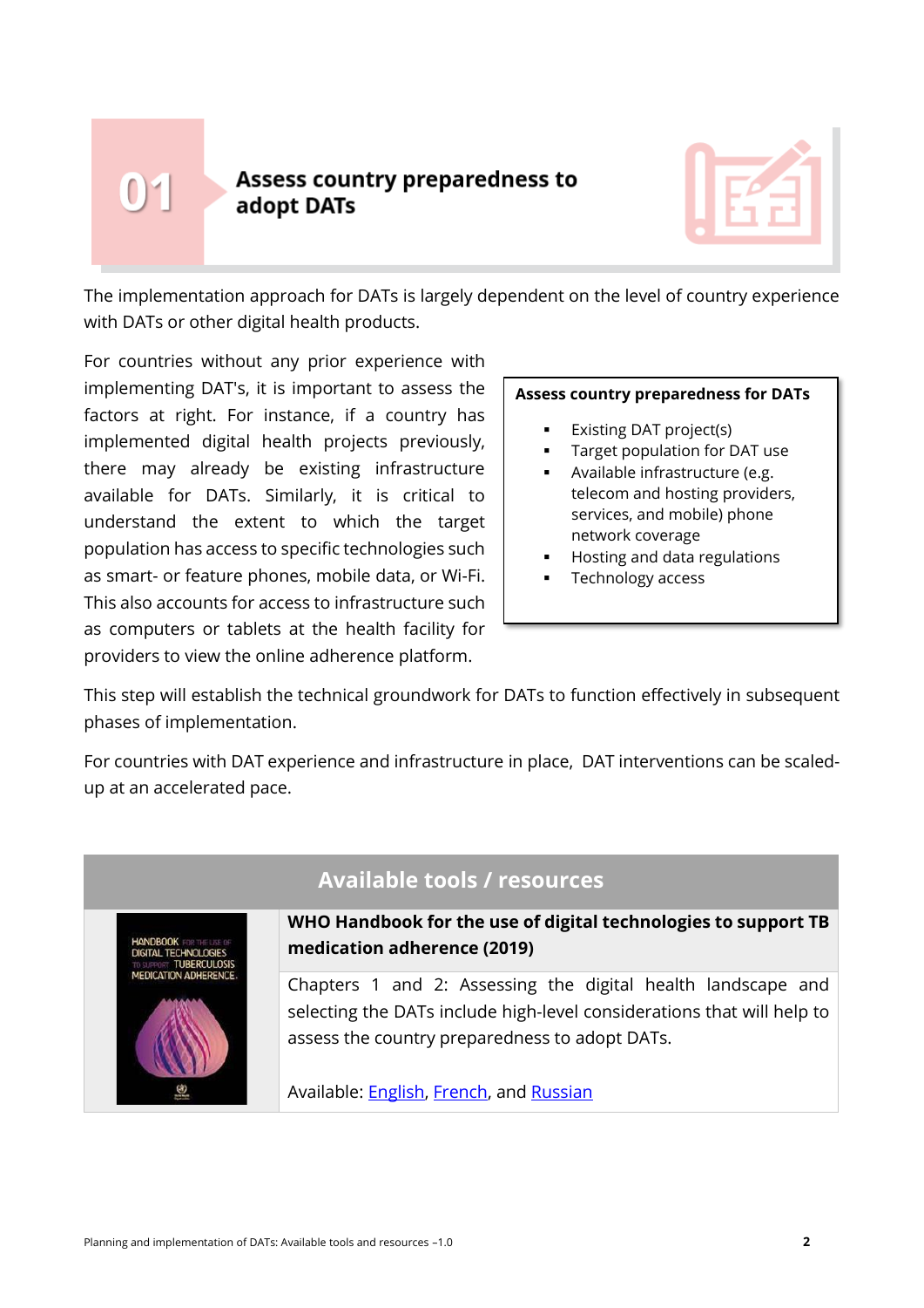## 01 Assess country preparedness to adopt DATs

The implementation approach for DATs is largely dependent on the level of country experience with DATs or other digital health products.

For countries without any prior experience with implementing DAT's, it is important to assess the factors at right. For instance, if a country has implemented digital health projects previously, there may already be existing infrastructure available for DATs. Similarly, it is critical to understand the extent to which the target population has access to specific technologies such as smart- or feature phones, mobile data, or Wi-Fi. This also accounts for access to infrastructure such as computers or tablets at the health facility for providers to view the online adherence platform.

**Assess country preparedness for DATs**

- Existing DAT project(s)
- Target population for DAT use
- Available infrastructure (e.g. telecom and hosting providers, services, and mobile) phone network coverage
- Hosting and data regulations
- Technology access

This step will establish the technical groundwork for DATs to function effectively in subsequent phases of implementation.

For countries with DAT experience and infrastructure in place, DAT interventions can be scaled-up at an accelerated pace.

| Available tools / resources | |
|---|---|
| HANDBOOK FOR THE USE OF DIGITAL TECHNOLOGIES TO SUPPORT TUBERCULOSIS MEDICATION ADHERENCE | **WHO Handbook for the use of digital technologies to support TB medication adherence (2019)**<br><br>Chapters 1 and 2: Assessing the digital health landscape and selecting the DATs include high-level considerations that will help to assess the country preparedness to adopt DATs.<br><br>Available: English, French, and Russian |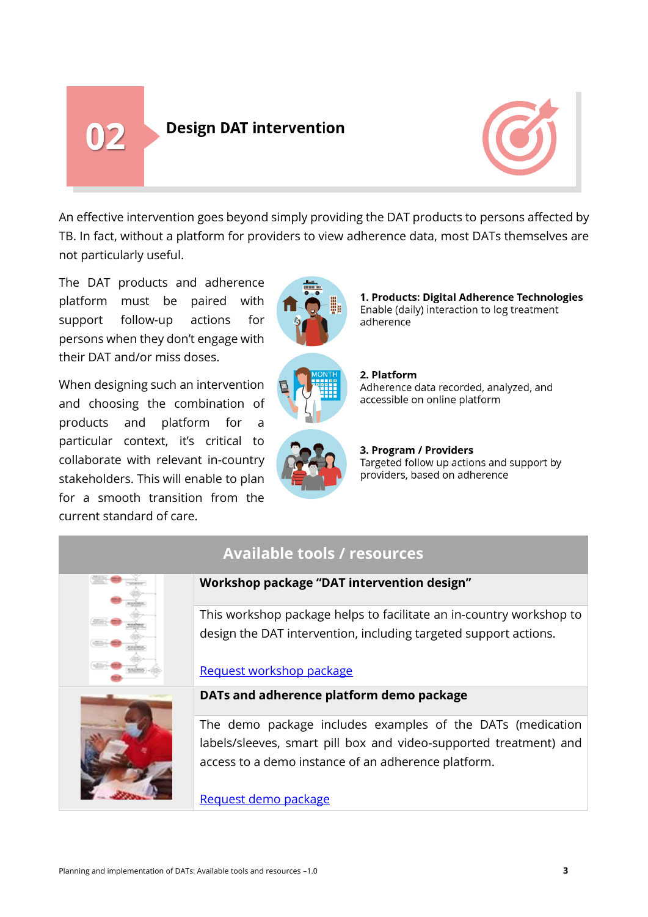## 02 Design DAT intervention

An effective intervention goes beyond simply providing the DAT products to persons affected by TB. In fact, without a platform for providers to view adherence data, most DATs themselves are not particularly useful.

The DAT products and adherence platform must be paired with support follow-up actions for persons when they don't engage with their DAT and/or miss doses.

When designing such an intervention and choosing the combination of products and platform for a particular context, it's critical to collaborate with relevant in-country stakeholders. This will enable to plan for a smooth transition from the current standard of care.

**1. Products: Digital Adherence Technologies**
Enable (daily) interaction to log treatment adherence

**2. Platform**
Adherence data recorded, analyzed, and accessible on online platform

**3. Program / Providers**
Targeted follow up actions and support by providers, based on adherence

### Available tools / resources

**Workshop package "DAT intervention design"**

This workshop package helps to facilitate an in-country workshop to design the DAT intervention, including targeted support actions.

Request workshop package

**DATs and adherence platform demo package**

The demo package includes examples of the DATs (medication labels/sleeves, smart pill box and video-supported treatment) and access to a demo instance of an adherence platform.

Request demo package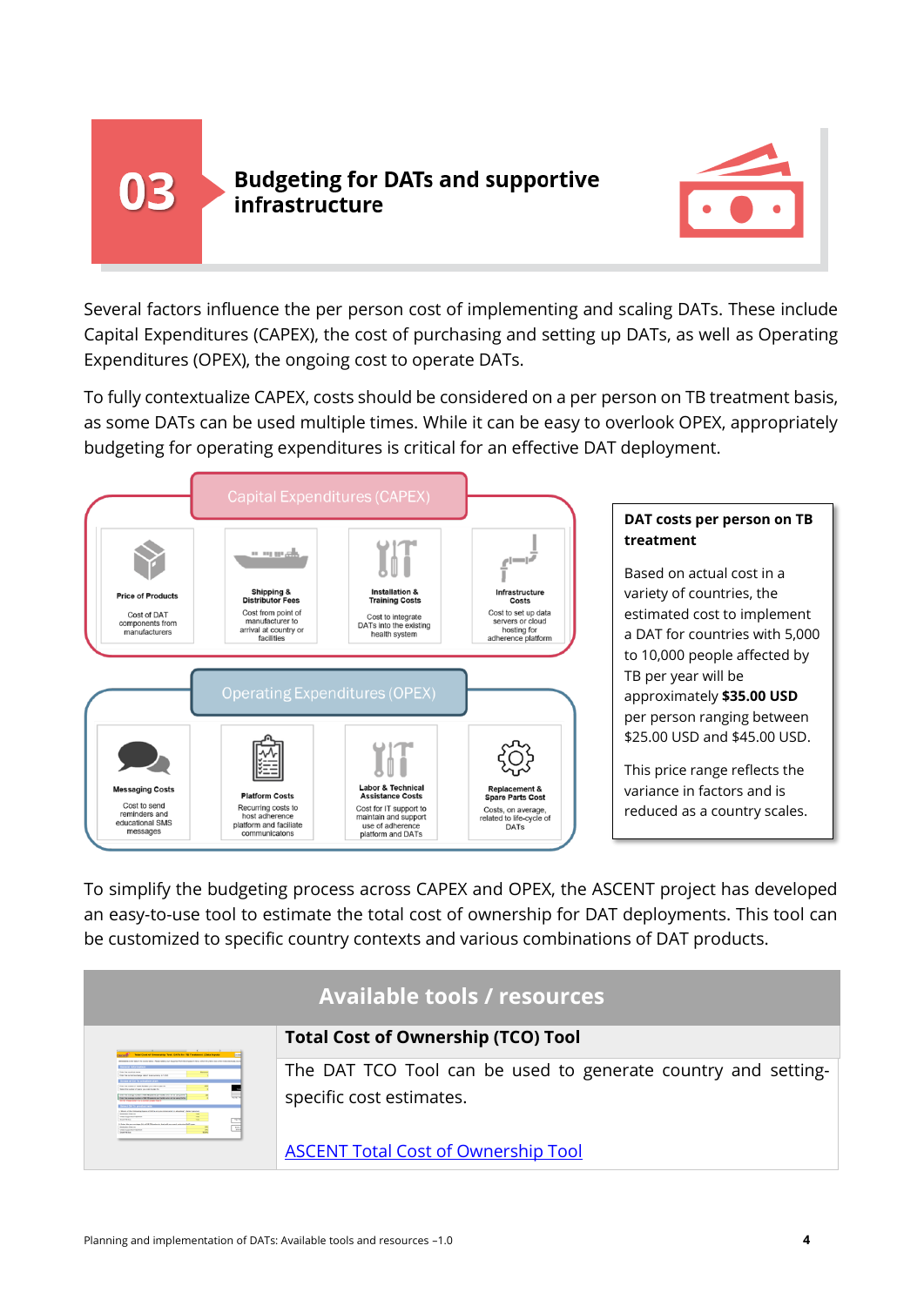## 03 Budgeting for DATs and supportive infrastructure

Several factors influence the per person cost of implementing and scaling DATs. These include Capital Expenditures (CAPEX), the cost of purchasing and setting up DATs, as well as Operating Expenditures (OPEX), the ongoing cost to operate DATs.

To fully contextualize CAPEX, costs should be considered on a per person on TB treatment basis, as some DATs can be used multiple times. While it can be easy to overlook OPEX, appropriately budgeting for operating expenditures is critical for an effective DAT deployment.

**Capital Expenditures (CAPEX)**

- **Price of Products**: Cost of DAT components from manufacturers
- **Shipping & Distributor Fees**: Cost from point of manufacturer to arrival at country or facilities
- **Installation & Training Costs**: Cost to integrate DATs into the existing health system
- **Infrastructure Costs**: Cost to set up data servers or cloud hosting for adherence platform

**Operating Expenditures (OPEX)**

- **Messaging Costs**: Cost to send reminders and educational SMS messages
- **Platform Costs**: Recurring costs to host adherence platform and facilitate communications
- **Labor & Technical Assistance Costs**: Cost for IT support to maintain and support use of adherence platform and DATs
- **Replacement & Spare Parts Cost**: Costs, on average, related to life-cycle of DATs

**DAT costs per person on TB treatment**

Based on actual cost in a variety of countries, the estimated cost to implement a DAT for countries with 5,000 to 10,000 people affected by TB per year will be approximately **$35.00 USD** per person ranging between $25.00 USD and $45.00 USD.

This price range reflects the variance in factors and is reduced as a country scales.

To simplify the budgeting process across CAPEX and OPEX, the ASCENT project has developed an easy-to-use tool to estimate the total cost of ownership for DAT deployments. This tool can be customized to specific country contexts and various combinations of DAT products.

| Available tools / resources |
|---|
| **Total Cost of Ownership (TCO) Tool** |
| The DAT TCO Tool can be used to generate country and setting-specific cost estimates. <br><br> ASCENT Total Cost of Ownership Tool |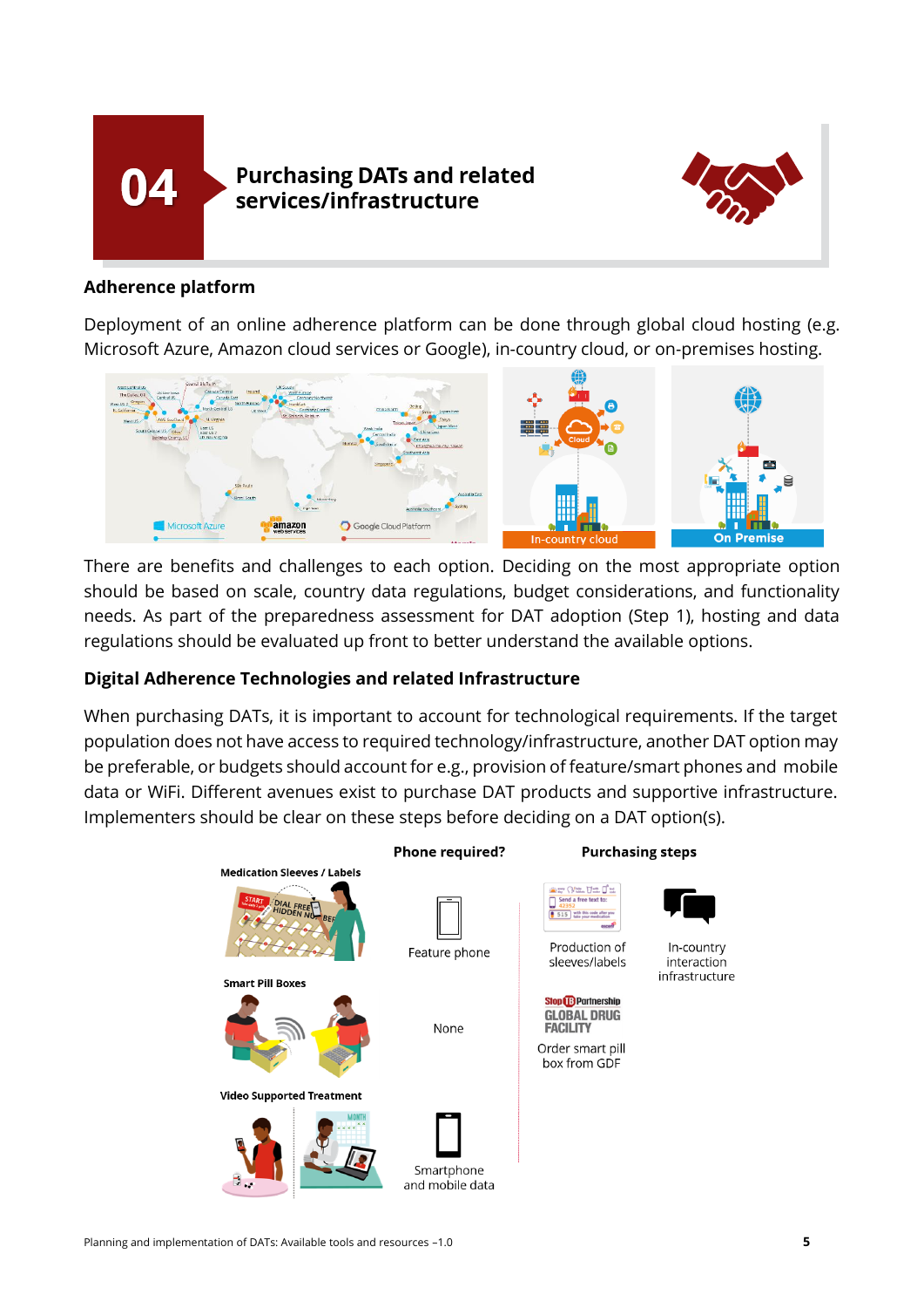# 04 Purchasing DATs and related services/infrastructure

## Adherence platform

Deployment of an online adherence platform can be done through global cloud hosting (e.g. Microsoft Azure, Amazon cloud services or Google), in-country cloud, or on-premises hosting.

There are benefits and challenges to each option. Deciding on the most appropriate option should be based on scale, country data regulations, budget considerations, and functionality needs. As part of the preparedness assessment for DAT adoption (Step 1), hosting and data regulations should be evaluated up front to better understand the available options.

## Digital Adherence Technologies and related Infrastructure

When purchasing DATs, it is important to account for technological requirements. If the target population does not have access to required technology/infrastructure, another DAT option may be preferable, or budgets should account for e.g., provision of feature/smart phones and mobile data or WiFi. Different avenues exist to purchase DAT products and supportive infrastructure. Implementers should be clear on these steps before deciding on a DAT option(s).

| | Phone required? | Purchasing steps | |
|---|---|---|---|
| Medication Sleeves / Labels | Feature phone | Production of sleeves/labels | In-country interaction infrastructure |
| Smart Pill Boxes | None | Order smart pill box from GDF | |
| Video Supported Treatment | Smartphone and mobile data | | |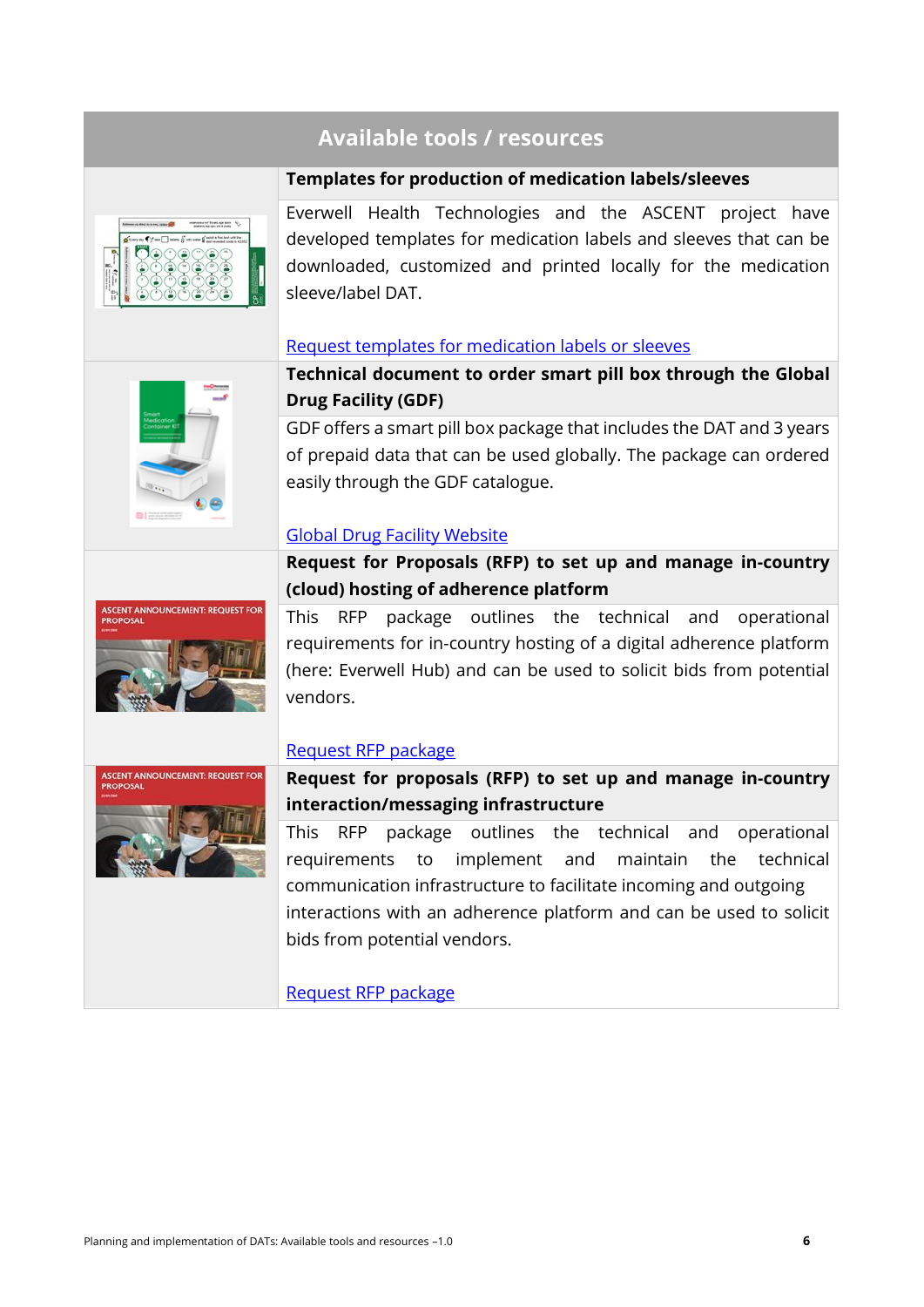## Available tools / resources

**Templates for production of medication labels/sleeves**

Everwell Health Technologies and the ASCENT project have developed templates for medication labels and sleeves that can be downloaded, customized and printed locally for the medication sleeve/label DAT.

Request templates for medication labels or sleeves

**Technical document to order smart pill box through the Global Drug Facility (GDF)**

GDF offers a smart pill box package that includes the DAT and 3 years of prepaid data that can be used globally. The package can ordered easily through the GDF catalogue.

Global Drug Facility Website

**Request for Proposals (RFP) to set up and manage in-country (cloud) hosting of adherence platform**

This RFP package outlines the technical and operational requirements for in-country hosting of a digital adherence platform (here: Everwell Hub) and can be used to solicit bids from potential vendors.

Request RFP package

**Request for proposals (RFP) to set up and manage in-country interaction/messaging infrastructure**

This RFP package outlines the technical and operational requirements to implement and maintain the technical communication infrastructure to facilitate incoming and outgoing interactions with an adherence platform and can be used to solicit bids from potential vendors.

Request RFP package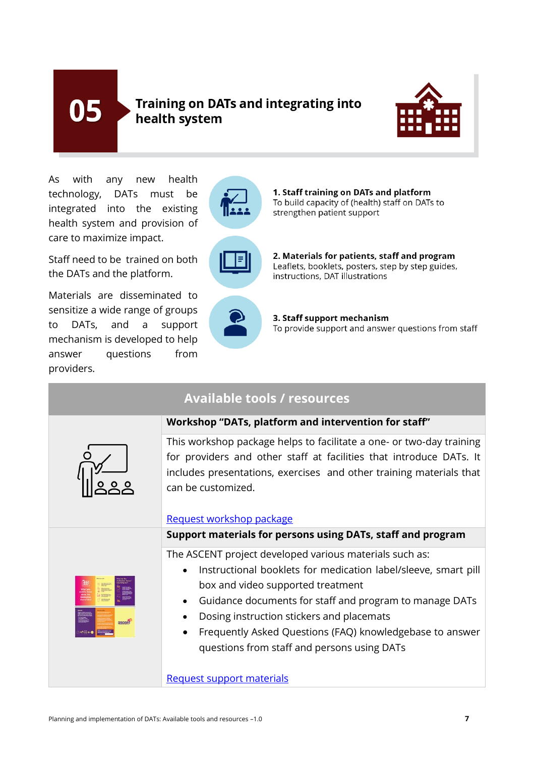# 05 Training on DATs and integrating into health system

As with any new health technology, DATs must be integrated into the existing health system and provision of care to maximize impact.

Staff need to be trained on both the DATs and the platform.

Materials are disseminated to sensitize a wide range of groups to DATs, and a support mechanism is developed to help answer questions from providers.

**1. Staff training on DATs and platform**
To build capacity of (health) staff on DATs to strengthen patient support

**2. Materials for patients, staff and program**
Leaflets, booklets, posters, step by step guides, instructions, DAT illustrations

**3. Staff support mechanism**
To provide support and answer questions from staff

## Available tools / resources

### Workshop "DATs, platform and intervention for staff"

This workshop package helps to facilitate a one- or two-day training for providers and other staff at facilities that introduce DATs. It includes presentations, exercises and other training materials that can be customized.

Request workshop package

### Support materials for persons using DATs, staff and program

The ASCENT project developed various materials such as:

- Instructional booklets for medication label/sleeve, smart pill box and video supported treatment
- Guidance documents for staff and program to manage DATs
- Dosing instruction stickers and placemats
- Frequently Asked Questions (FAQ) knowledgebase to answer questions from staff and persons using DATs

Request support materials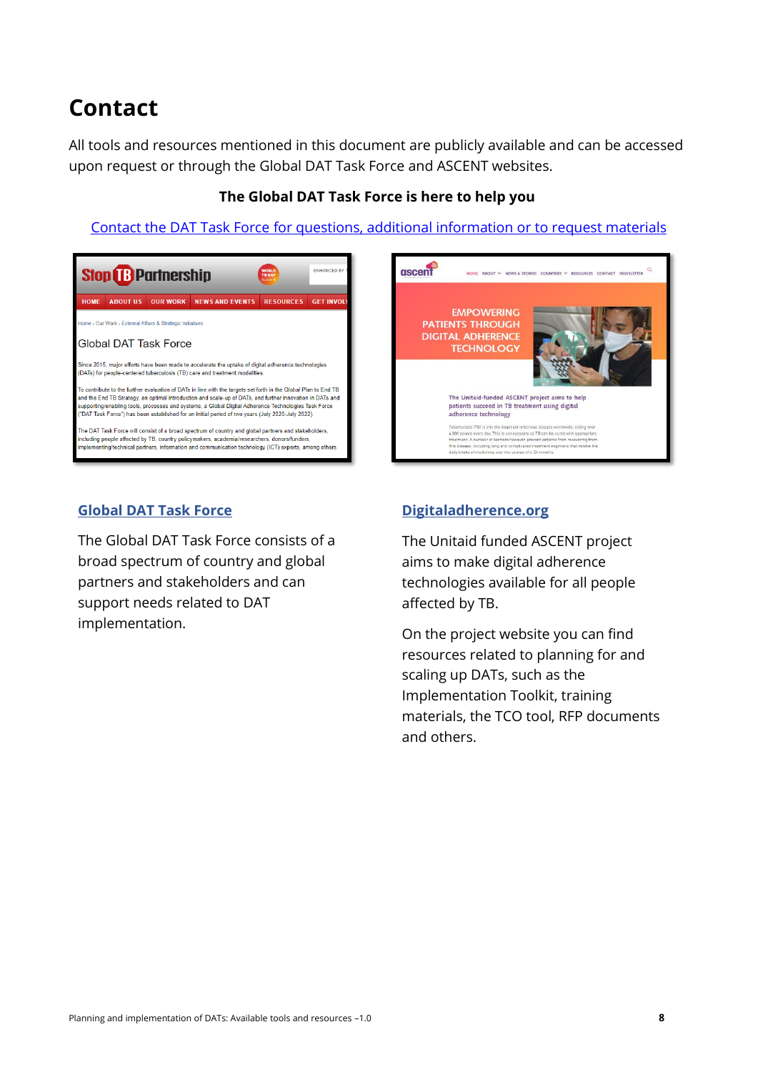# Contact

All tools and resources mentioned in this document are publicly available and can be accessed upon request or through the Global DAT Task Force and ASCENT websites.

**The Global DAT Task Force is here to help you**

Contact the DAT Task Force for questions, additional information or to request materials

## Global DAT Task Force

The Global DAT Task Force consists of a broad spectrum of country and global partners and stakeholders and can support needs related to DAT implementation.

## Digitaladherence.org

The Unitaid funded ASCENT project aims to make digital adherence technologies available for all people affected by TB.

On the project website you can find resources related to planning for and scaling up DATs, such as the Implementation Toolkit, training materials, the TCO tool, RFP documents and others.